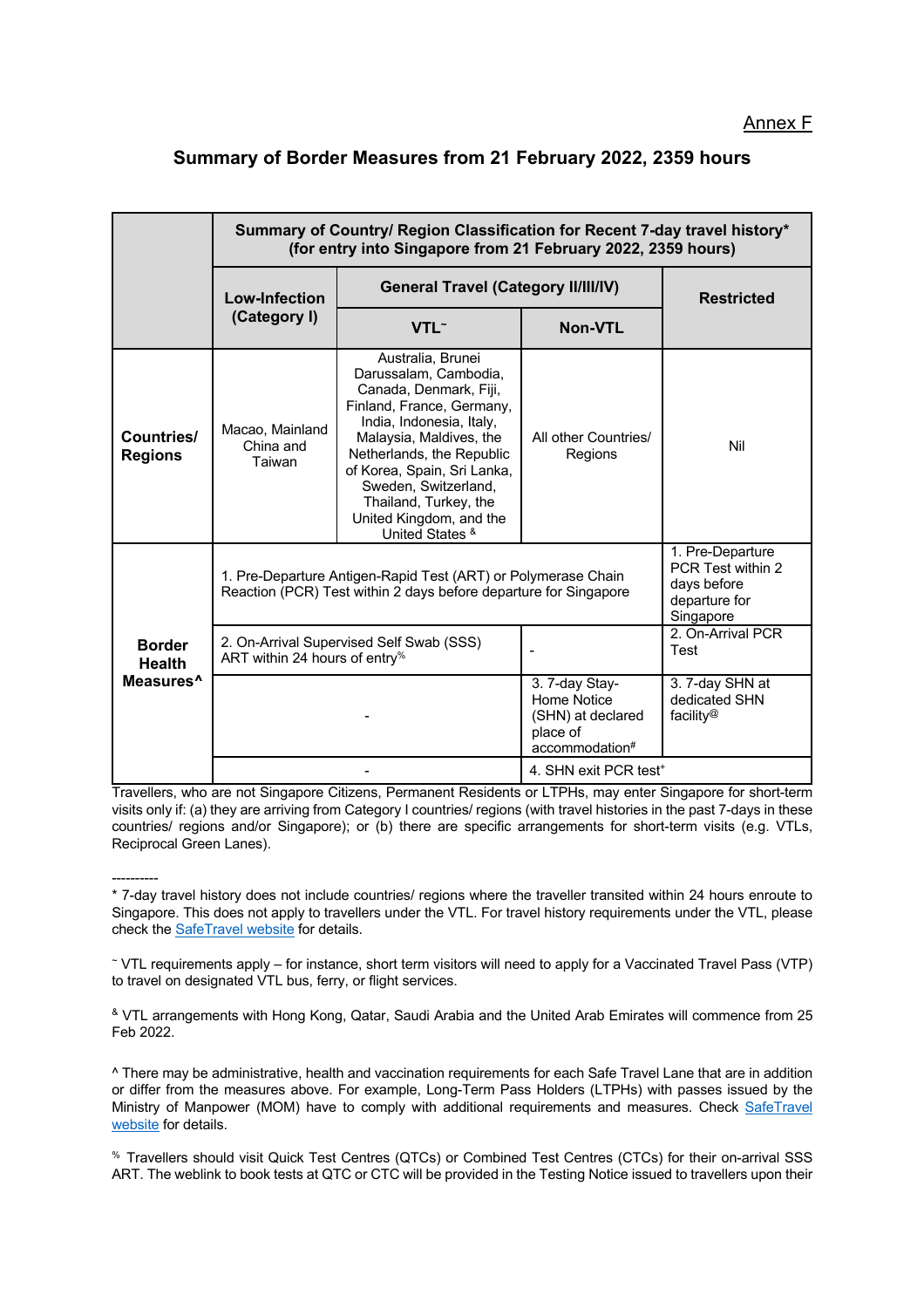Annex F

# Summary of Border Measures from 21 February 2022, 2359 hours

| | Summary of Country/ Region Classification for Recent 7-day travel history* (for entry into Singapore from 21 February 2022, 2359 hours) | | | |
|---|---|---|---|---|
| | **Low-Infection (Category I)** | **General Travel (Category II/III/IV)** | | **Restricted** |
| | | **VTL~** | **Non-VTL** | |
| **Countries/ Regions** | Macao, Mainland China and Taiwan | Australia, Brunei Darussalam, Cambodia, Canada, Denmark, Fiji, Finland, France, Germany, India, Indonesia, Italy, Malaysia, Maldives, the Netherlands, the Republic of Korea, Spain, Sri Lanka, Sweden, Switzerland, Thailand, Turkey, the United Kingdom, and the United States & | All other Countries/ Regions | Nil |
| **Border Health Measures^** | 1. Pre-Departure Antigen-Rapid Test (ART) or Polymerase Chain Reaction (PCR) Test within 2 days before departure for Singapore | | | 1. Pre-Departure PCR Test within 2 days before departure for Singapore |
| | 2. On-Arrival Supervised Self Swab (SSS) ART within 24 hours of entry% | | - | 2. On-Arrival PCR Test |
| | - | | 3. 7-day Stay-Home Notice (SHN) at declared place of accommodation# | 3. 7-day SHN at dedicated SHN facility@ |
| | - | | 4. SHN exit PCR test+ | |

Travellers, who are not Singapore Citizens, Permanent Residents or LTPHs, may enter Singapore for short-term visits only if: (a) they are arriving from Category I countries/ regions (with travel histories in the past 7-days in these countries/ regions and/or Singapore); or (b) there are specific arrangements for short-term visits (e.g. VTLs, Reciprocal Green Lanes).

----------

* 7-day travel history does not include countries/ regions where the traveller transited within 24 hours enroute to Singapore. This does not apply to travellers under the VTL. For travel history requirements under the VTL, please check the SafeTravel website for details.

~ VTL requirements apply – for instance, short term visitors will need to apply for a Vaccinated Travel Pass (VTP) to travel on designated VTL bus, ferry, or flight services.

& VTL arrangements with Hong Kong, Qatar, Saudi Arabia and the United Arab Emirates will commence from 25 Feb 2022.

^ There may be administrative, health and vaccination requirements for each Safe Travel Lane that are in addition or differ from the measures above. For example, Long-Term Pass Holders (LTPHs) with passes issued by the Ministry of Manpower (MOM) have to comply with additional requirements and measures. Check SafeTravel website for details.

% Travellers should visit Quick Test Centres (QTCs) or Combined Test Centres (CTCs) for their on-arrival SSS ART. The weblink to book tests at QTC or CTC will be provided in the Testing Notice issued to travellers upon their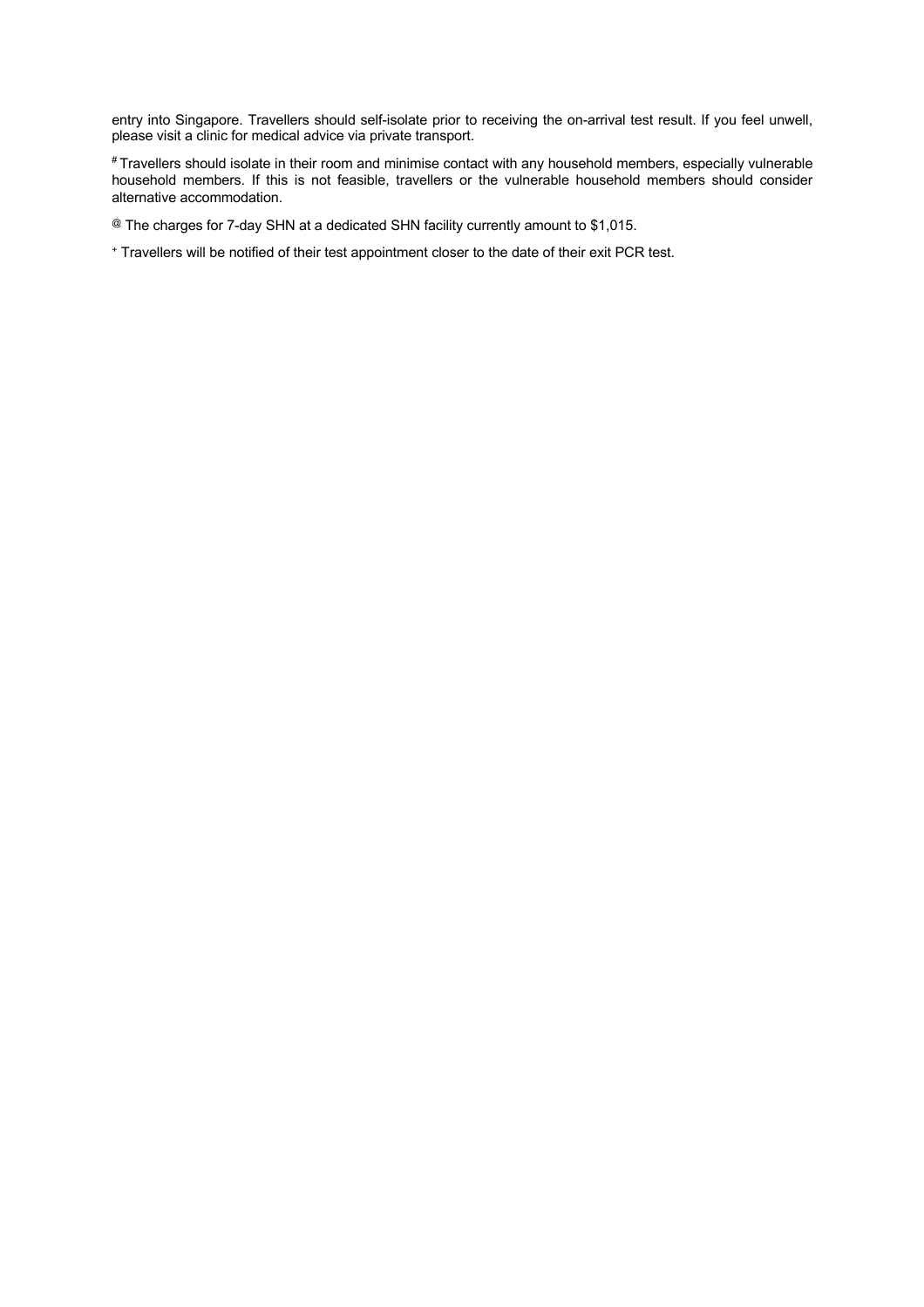entry into Singapore. Travellers should self-isolate prior to receiving the on-arrival test result. If you feel unwell, please visit a clinic for medical advice via private transport.

# Travellers should isolate in their room and minimise contact with any household members, especially vulnerable household members. If this is not feasible, travellers or the vulnerable household members should consider alternative accommodation.

@ The charges for 7-day SHN at a dedicated SHN facility currently amount to $1,015.

+ Travellers will be notified of their test appointment closer to the date of their exit PCR test.